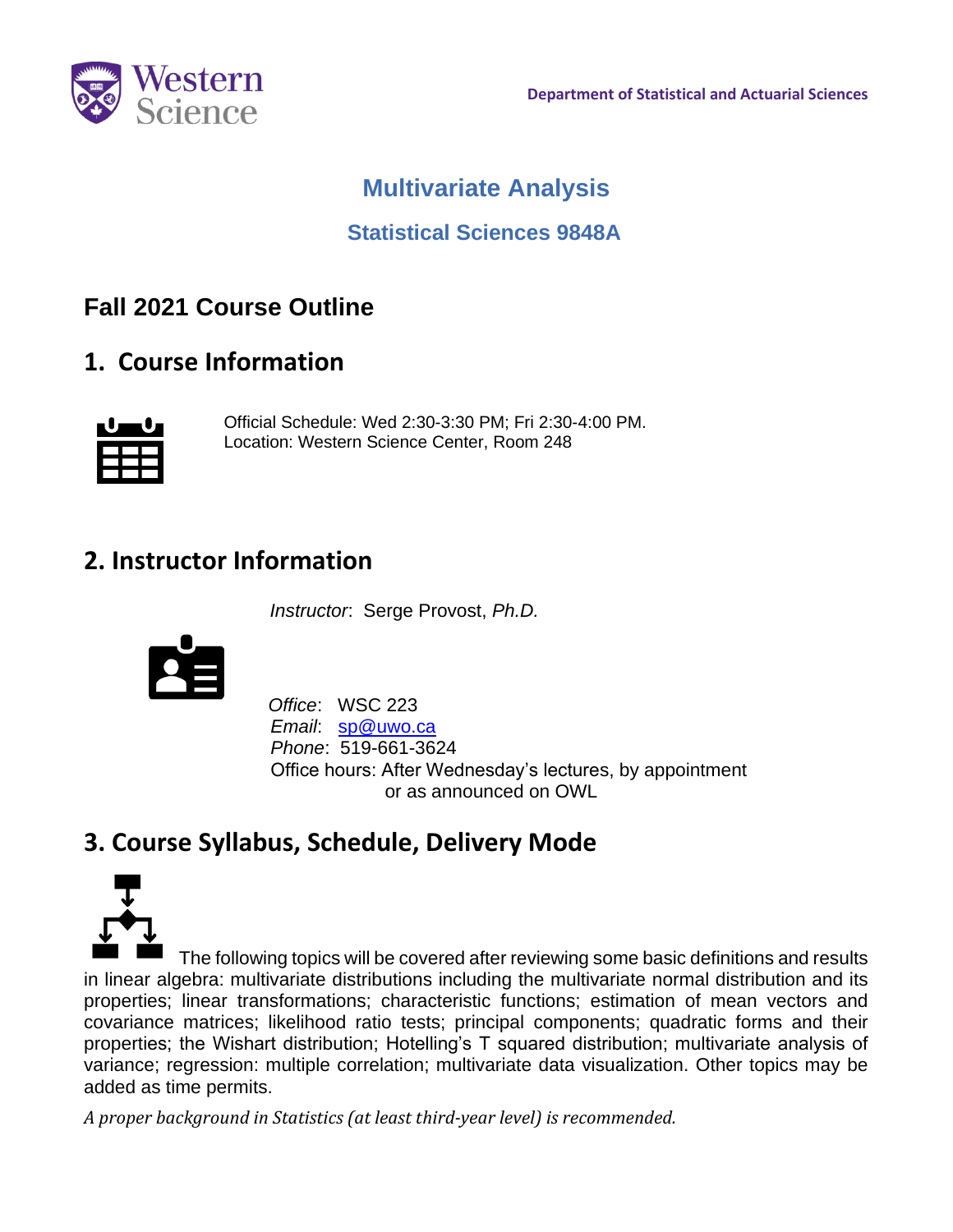Department of Statistical and Actuarial Sciences

# Multivariate Analysis

## Statistical Sciences 9848A

## Fall 2021 Course Outline

## 1. Course Information

Official Schedule: Wed 2:30-3:30 PM; Fri 2:30-4:00 PM.
Location: Western Science Center, Room 248

## 2. Instructor Information

*Instructor*: Serge Provost, *Ph.D.*

*Office*: WSC 223
*Email*: sp@uwo.ca
*Phone*: 519-661-3624
Office hours: After Wednesday's lectures, by appointment or as announced on OWL

## 3. Course Syllabus, Schedule, Delivery Mode

The following topics will be covered after reviewing some basic definitions and results in linear algebra: multivariate distributions including the multivariate normal distribution and its properties; linear transformations; characteristic functions; estimation of mean vectors and covariance matrices; likelihood ratio tests; principal components; quadratic forms and their properties; the Wishart distribution; Hotelling's T squared distribution; multivariate analysis of variance; regression: multiple correlation; multivariate data visualization. Other topics may be added as time permits.

*A proper background in Statistics (at least third-year level) is recommended.*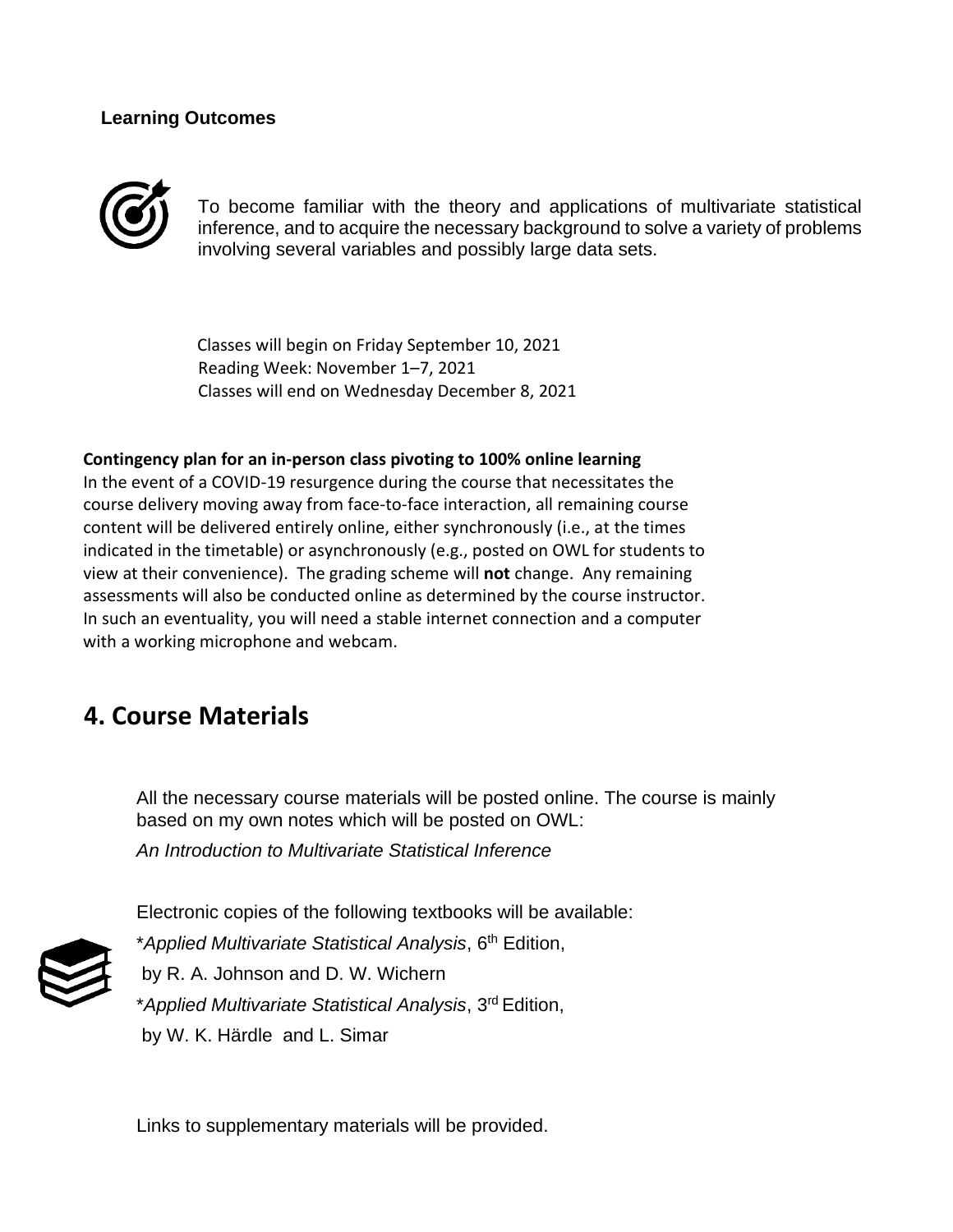**Learning Outcomes**

To become familiar with the theory and applications of multivariate statistical inference, and to acquire the necessary background to solve a variety of problems involving several variables and possibly large data sets.

Classes will begin on Friday September 10, 2021
Reading Week: November 1–7, 2021
Classes will end on Wednesday December 8, 2021

**Contingency plan for an in-person class pivoting to 100% online learning**
In the event of a COVID-19 resurgence during the course that necessitates the course delivery moving away from face-to-face interaction, all remaining course content will be delivered entirely online, either synchronously (i.e., at the times indicated in the timetable) or asynchronously (e.g., posted on OWL for students to view at their convenience). The grading scheme will **not** change. Any remaining assessments will also be conducted online as determined by the course instructor. In such an eventuality, you will need a stable internet connection and a computer with a working microphone and webcam.

## 4. Course Materials

All the necessary course materials will be posted online. The course is mainly based on my own notes which will be posted on OWL:

*An Introduction to Multivariate Statistical Inference*

Electronic copies of the following textbooks will be available:

*\*Applied Multivariate Statistical Analysis*, 6th Edition,
by R. A. Johnson and D. W. Wichern

*\*Applied Multivariate Statistical Analysis*, 3rd Edition,
by W. K. Härdle and L. Simar

Links to supplementary materials will be provided.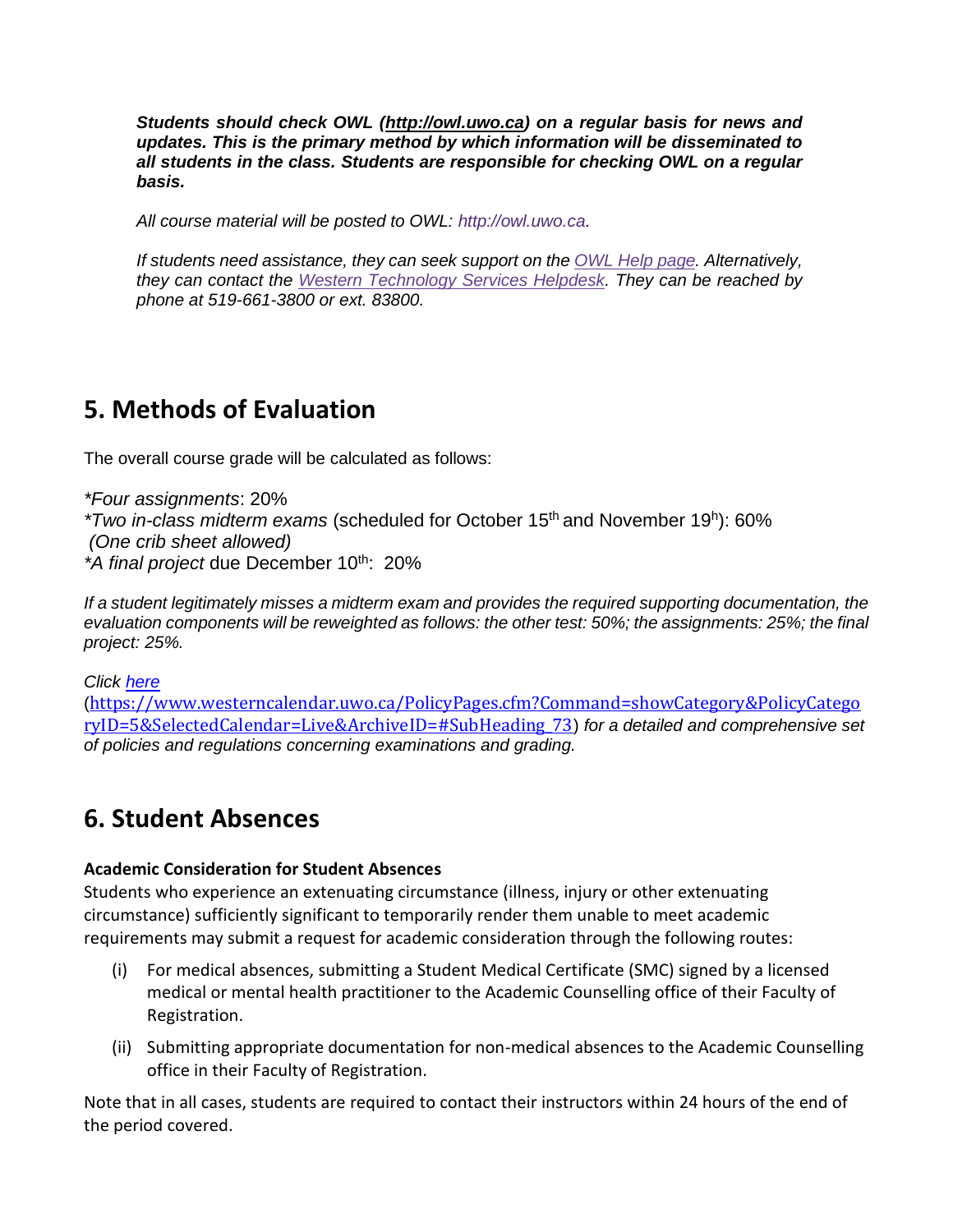***Students should check OWL ([http://owl.uwo.ca](http://owl.uwo.ca)) on a regular basis for news and updates. This is the primary method by which information will be disseminated to all students in the class. Students are responsible for checking OWL on a regular basis.***

*All course material will be posted to OWL: http://owl.uwo.ca.*

*If students need assistance, they can seek support on the [OWL Help page](). Alternatively, they can contact the [Western Technology Services Helpdesk](). They can be reached by phone at 519-661-3800 or ext. 83800.*

## 5. Methods of Evaluation

The overall course grade will be calculated as follows:

*\*Four assignments*: 20%
*\*Two in-class midterm exams* (scheduled for October 15th and November 19h): 60%
*(One crib sheet allowed)*
*\*A final project* due December 10th: 20%

*If a student legitimately misses a midterm exam and provides the required supporting documentation, the evaluation components will be reweighted as follows: the other test: 50%; the assignments: 25%; the final project: 25%.*

*Click [here]()* ([https://www.westerncalendar.uwo.ca/PolicyPages.cfm?Command=showCategory&PolicyCategoryID=5&SelectedCalendar=Live&ArchiveID=#SubHeading_73](https://www.westerncalendar.uwo.ca/PolicyPages.cfm?Command=showCategory&PolicyCategoryID=5&SelectedCalendar=Live&ArchiveID=#SubHeading_73)) *for a detailed and comprehensive set of policies and regulations concerning examinations and grading.*

## 6. Student Absences

**Academic Consideration for Student Absences**

Students who experience an extenuating circumstance (illness, injury or other extenuating circumstance) sufficiently significant to temporarily render them unable to meet academic requirements may submit a request for academic consideration through the following routes:

(i) For medical absences, submitting a Student Medical Certificate (SMC) signed by a licensed medical or mental health practitioner to the Academic Counselling office of their Faculty of Registration.

(ii) Submitting appropriate documentation for non-medical absences to the Academic Counselling office in their Faculty of Registration.

Note that in all cases, students are required to contact their instructors within 24 hours of the end of the period covered.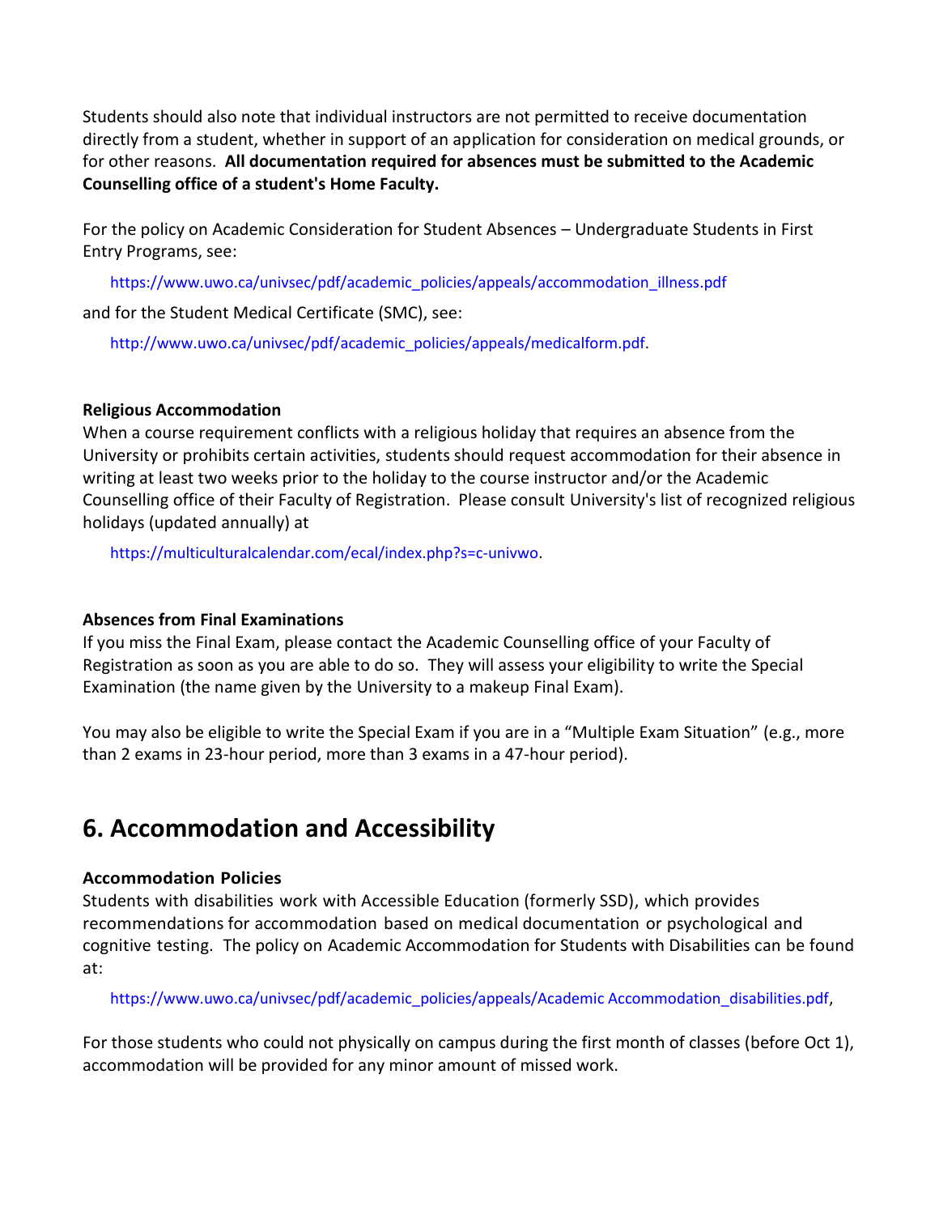Students should also note that individual instructors are not permitted to receive documentation directly from a student, whether in support of an application for consideration on medical grounds, or for other reasons. **All documentation required for absences must be submitted to the Academic Counselling office of a student's Home Faculty.**

For the policy on Academic Consideration for Student Absences – Undergraduate Students in First Entry Programs, see:

https://www.uwo.ca/univsec/pdf/academic_policies/appeals/accommodation_illness.pdf

and for the Student Medical Certificate (SMC), see:

http://www.uwo.ca/univsec/pdf/academic_policies/appeals/medicalform.pdf.

**Religious Accommodation**

When a course requirement conflicts with a religious holiday that requires an absence from the University or prohibits certain activities, students should request accommodation for their absence in writing at least two weeks prior to the holiday to the course instructor and/or the Academic Counselling office of their Faculty of Registration. Please consult University's list of recognized religious holidays (updated annually) at

https://multiculturalcalendar.com/ecal/index.php?s=c-univwo.

**Absences from Final Examinations**

If you miss the Final Exam, please contact the Academic Counselling office of your Faculty of Registration as soon as you are able to do so. They will assess your eligibility to write the Special Examination (the name given by the University to a makeup Final Exam).

You may also be eligible to write the Special Exam if you are in a "Multiple Exam Situation" (e.g., more than 2 exams in 23-hour period, more than 3 exams in a 47-hour period).

## 6. Accommodation and Accessibility

**Accommodation Policies**

Students with disabilities work with Accessible Education (formerly SSD), which provides recommendations for accommodation based on medical documentation or psychological and cognitive testing. The policy on Academic Accommodation for Students with Disabilities can be found at:

https://www.uwo.ca/univsec/pdf/academic_policies/appeals/Academic Accommodation_disabilities.pdf,

For those students who could not physically on campus during the first month of classes (before Oct 1), accommodation will be provided for any minor amount of missed work.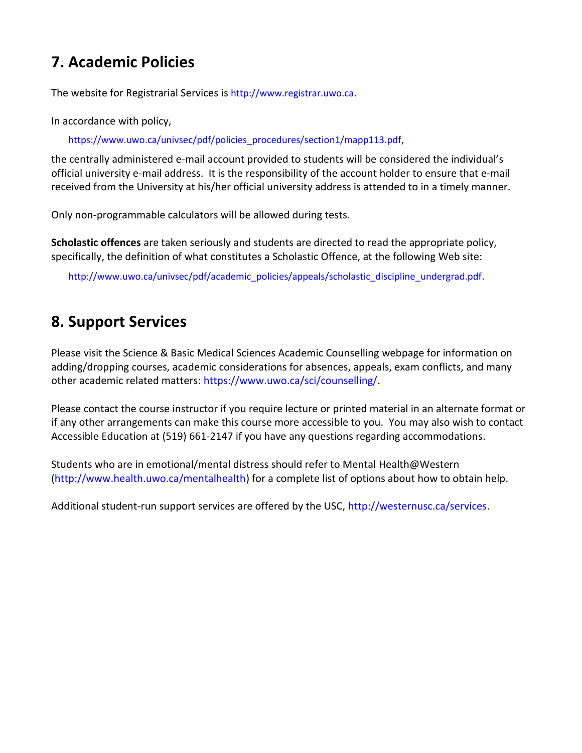## 7. Academic Policies

The website for Registrarial Services is http://www.registrar.uwo.ca.

In accordance with policy,

https://www.uwo.ca/univsec/pdf/policies_procedures/section1/mapp113.pdf,

the centrally administered e-mail account provided to students will be considered the individual's official university e-mail address. It is the responsibility of the account holder to ensure that e-mail received from the University at his/her official university address is attended to in a timely manner.

Only non-programmable calculators will be allowed during tests.

**Scholastic offences** are taken seriously and students are directed to read the appropriate policy, specifically, the definition of what constitutes a Scholastic Offence, at the following Web site:

http://www.uwo.ca/univsec/pdf/academic_policies/appeals/scholastic_discipline_undergrad.pdf.

## 8. Support Services

Please visit the Science & Basic Medical Sciences Academic Counselling webpage for information on adding/dropping courses, academic considerations for absences, appeals, exam conflicts, and many other academic related matters: https://www.uwo.ca/sci/counselling/.

Please contact the course instructor if you require lecture or printed material in an alternate format or if any other arrangements can make this course more accessible to you. You may also wish to contact Accessible Education at (519) 661-2147 if you have any questions regarding accommodations.

Students who are in emotional/mental distress should refer to Mental Health@Western (http://www.health.uwo.ca/mentalhealth) for a complete list of options about how to obtain help.

Additional student-run support services are offered by the USC, http://westernusc.ca/services.